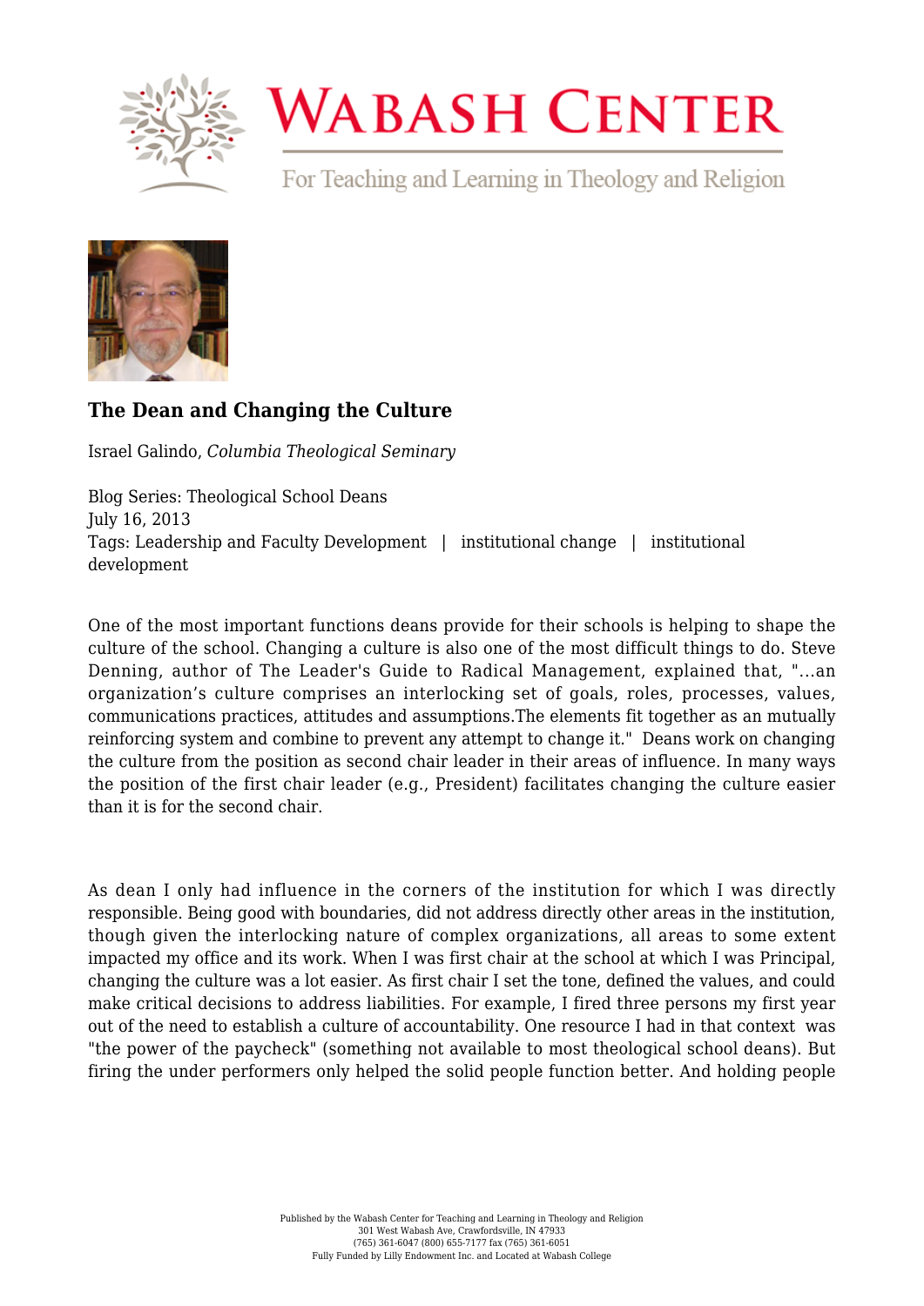# WABASH CENTER

For Teaching and Learning in Theology and Religion

## The Dean and Changing the Culture

Israel Galindo, *Columbia Theological Seminary*

Blog Series: Theological School Deans
July 16, 2013
Tags: Leadership and Faculty Development | institutional change | institutional development

One of the most important functions deans provide for their schools is helping to shape the culture of the school. Changing a culture is also one of the most difficult things to do. Steve Denning, author of The Leader's Guide to Radical Management, explained that, "...an organization's culture comprises an interlocking set of goals, roles, processes, values, communications practices, attitudes and assumptions.The elements fit together as an mutually reinforcing system and combine to prevent any attempt to change it." Deans work on changing the culture from the position as second chair leader in their areas of influence. In many ways the position of the first chair leader (e.g., President) facilitates changing the culture easier than it is for the second chair.

As dean I only had influence in the corners of the institution for which I was directly responsible. Being good with boundaries, did not address directly other areas in the institution, though given the interlocking nature of complex organizations, all areas to some extent impacted my office and its work. When I was first chair at the school at which I was Principal, changing the culture was a lot easier. As first chair I set the tone, defined the values, and could make critical decisions to address liabilities. For example, I fired three persons my first year out of the need to establish a culture of accountability. One resource I had in that context was "the power of the paycheck" (something not available to most theological school deans). But firing the under performers only helped the solid people function better. And holding people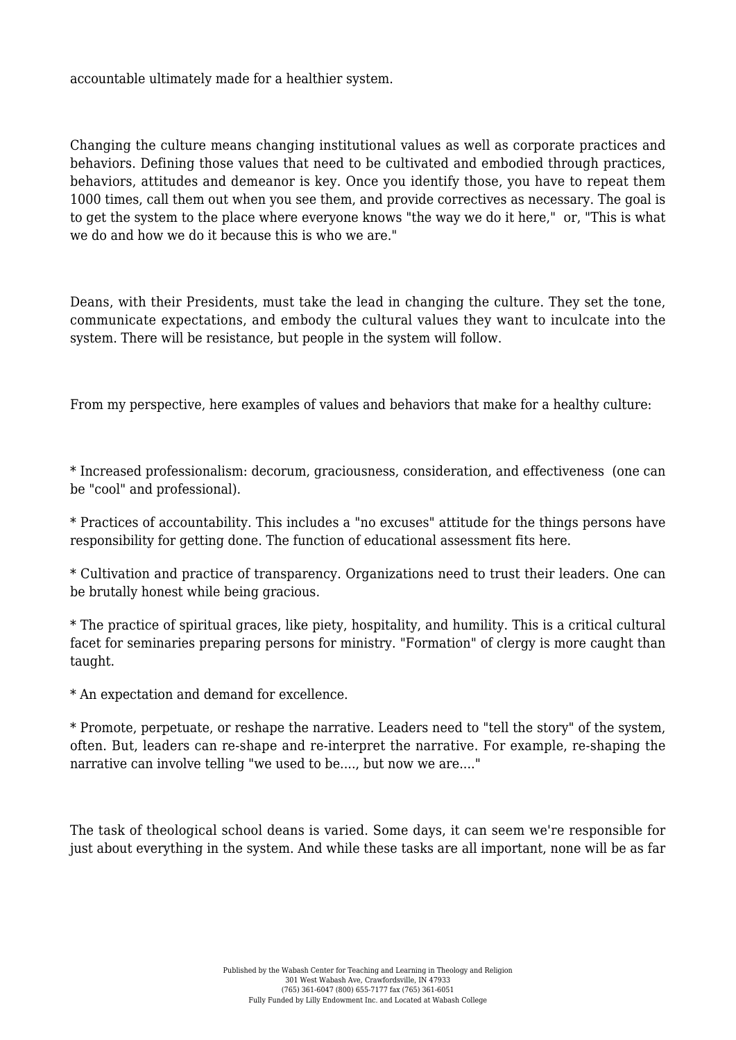accountable ultimately made for a healthier system.

Changing the culture means changing institutional values as well as corporate practices and behaviors. Defining those values that need to be cultivated and embodied through practices, behaviors, attitudes and demeanor is key. Once you identify those, you have to repeat them 1000 times, call them out when you see them, and provide correctives as necessary. The goal is to get the system to the place where everyone knows "the way we do it here," or, "This is what we do and how we do it because this is who we are."

Deans, with their Presidents, must take the lead in changing the culture. They set the tone, communicate expectations, and embody the cultural values they want to inculcate into the system. There will be resistance, but people in the system will follow.

From my perspective, here examples of values and behaviors that make for a healthy culture:

* Increased professionalism: decorum, graciousness, consideration, and effectiveness (one can be "cool" and professional).

* Practices of accountability. This includes a "no excuses" attitude for the things persons have responsibility for getting done. The function of educational assessment fits here.

* Cultivation and practice of transparency. Organizations need to trust their leaders. One can be brutally honest while being gracious.

* The practice of spiritual graces, like piety, hospitality, and humility. This is a critical cultural facet for seminaries preparing persons for ministry. "Formation" of clergy is more caught than taught.

* An expectation and demand for excellence.

* Promote, perpetuate, or reshape the narrative. Leaders need to "tell the story" of the system, often. But, leaders can re-shape and re-interpret the narrative. For example, re-shaping the narrative can involve telling "we used to be...., but now we are...."

The task of theological school deans is varied. Some days, it can seem we're responsible for just about everything in the system. And while these tasks are all important, none will be as far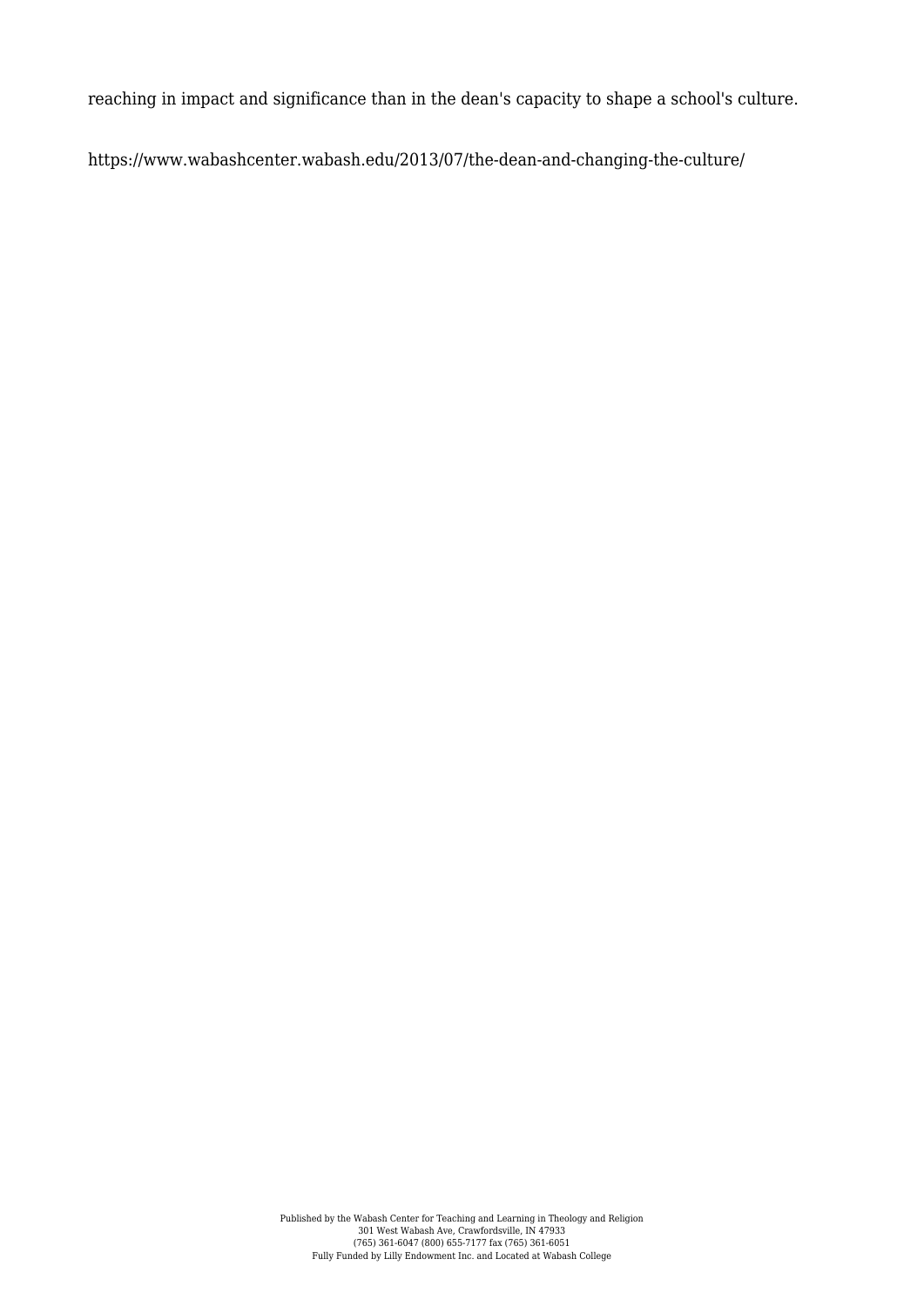reaching in impact and significance than in the dean's capacity to shape a school's culture.

https://www.wabashcenter.wabash.edu/2013/07/the-dean-and-changing-the-culture/